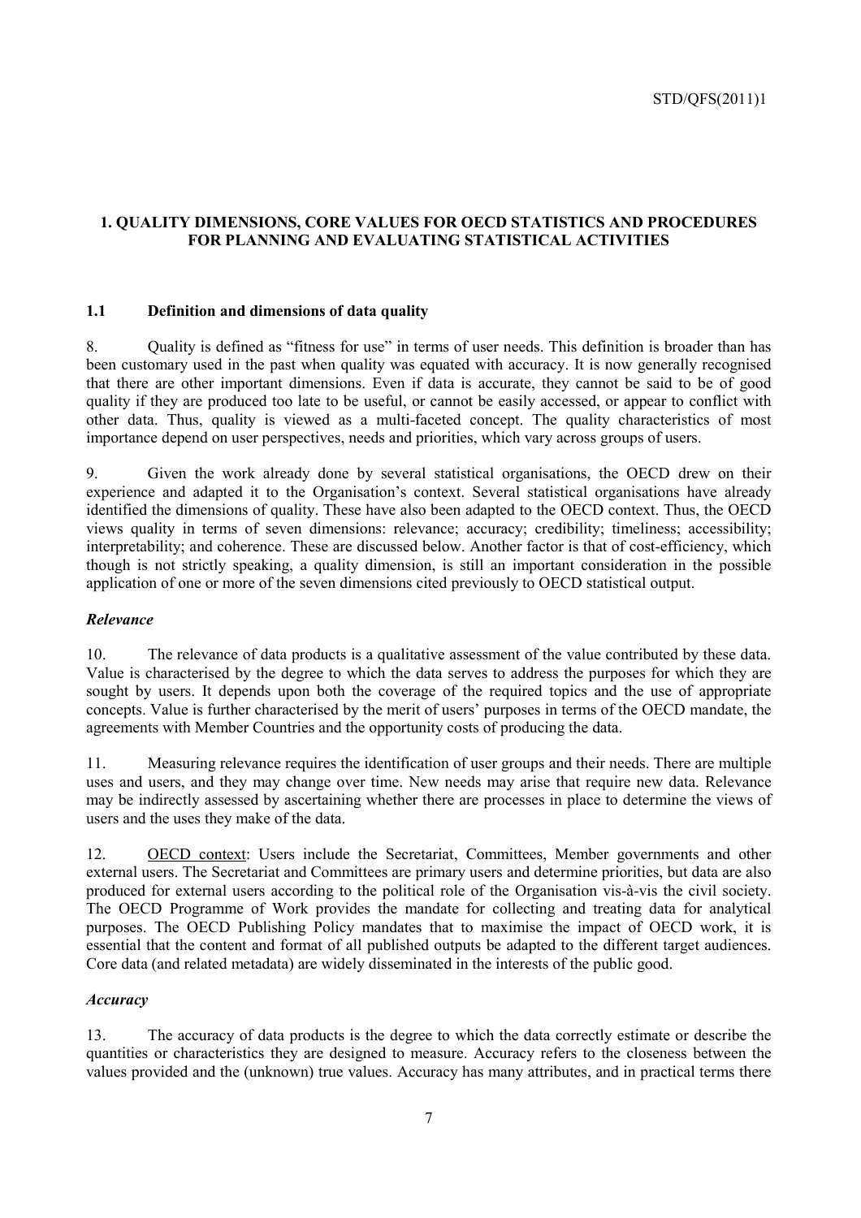## 1. QUALITY DIMENSIONS, CORE VALUES FOR OECD STATISTICS AND PROCEDURES FOR PLANNING AND EVALUATING STATISTICAL ACTIVITIES

### 1.1 Definition and dimensions of data quality

8. Quality is defined as "fitness for use" in terms of user needs. This definition is broader than has been customary used in the past when quality was equated with accuracy. It is now generally recognised that there are other important dimensions. Even if data is accurate, they cannot be said to be of good quality if they are produced too late to be useful, or cannot be easily accessed, or appear to conflict with other data. Thus, quality is viewed as a multi-faceted concept. The quality characteristics of most importance depend on user perspectives, needs and priorities, which vary across groups of users.

9. Given the work already done by several statistical organisations, the OECD drew on their experience and adapted it to the Organisation's context. Several statistical organisations have already identified the dimensions of quality. These have also been adapted to the OECD context. Thus, the OECD views quality in terms of seven dimensions: relevance; accuracy; credibility; timeliness; accessibility; interpretability; and coherence. These are discussed below. Another factor is that of cost-efficiency, which though is not strictly speaking, a quality dimension, is still an important consideration in the possible application of one or more of the seven dimensions cited previously to OECD statistical output.

#### *Relevance*

10. The relevance of data products is a qualitative assessment of the value contributed by these data. Value is characterised by the degree to which the data serves to address the purposes for which they are sought by users. It depends upon both the coverage of the required topics and the use of appropriate concepts. Value is further characterised by the merit of users' purposes in terms of the OECD mandate, the agreements with Member Countries and the opportunity costs of producing the data.

11. Measuring relevance requires the identification of user groups and their needs. There are multiple uses and users, and they may change over time. New needs may arise that require new data. Relevance may be indirectly assessed by ascertaining whether there are processes in place to determine the views of users and the uses they make of the data.

12. OECD context: Users include the Secretariat, Committees, Member governments and other external users. The Secretariat and Committees are primary users and determine priorities, but data are also produced for external users according to the political role of the Organisation vis-à-vis the civil society. The OECD Programme of Work provides the mandate for collecting and treating data for analytical purposes. The OECD Publishing Policy mandates that to maximise the impact of OECD work, it is essential that the content and format of all published outputs be adapted to the different target audiences. Core data (and related metadata) are widely disseminated in the interests of the public good.

#### *Accuracy*

13. The accuracy of data products is the degree to which the data correctly estimate or describe the quantities or characteristics they are designed to measure. Accuracy refers to the closeness between the values provided and the (unknown) true values. Accuracy has many attributes, and in practical terms there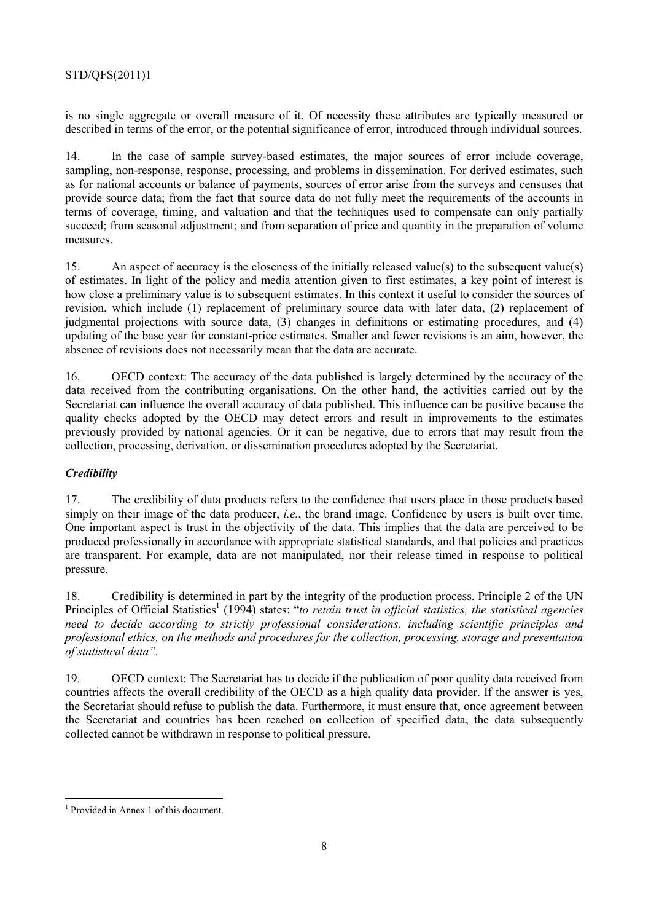is no single aggregate or overall measure of it. Of necessity these attributes are typically measured or described in terms of the error, or the potential significance of error, introduced through individual sources.

14. In the case of sample survey-based estimates, the major sources of error include coverage, sampling, non-response, response, processing, and problems in dissemination. For derived estimates, such as for national accounts or balance of payments, sources of error arise from the surveys and censuses that provide source data; from the fact that source data do not fully meet the requirements of the accounts in terms of coverage, timing, and valuation and that the techniques used to compensate can only partially succeed; from seasonal adjustment; and from separation of price and quantity in the preparation of volume measures.

15. An aspect of accuracy is the closeness of the initially released value(s) to the subsequent value(s) of estimates. In light of the policy and media attention given to first estimates, a key point of interest is how close a preliminary value is to subsequent estimates. In this context it useful to consider the sources of revision, which include (1) replacement of preliminary source data with later data, (2) replacement of judgmental projections with source data, (3) changes in definitions or estimating procedures, and (4) updating of the base year for constant-price estimates. Smaller and fewer revisions is an aim, however, the absence of revisions does not necessarily mean that the data are accurate.

16. <u>OECD context</u>: The accuracy of the data published is largely determined by the accuracy of the data received from the contributing organisations. On the other hand, the activities carried out by the Secretariat can influence the overall accuracy of data published. This influence can be positive because the quality checks adopted by the OECD may detect errors and result in improvements to the estimates previously provided by national agencies. Or it can be negative, due to errors that may result from the collection, processing, derivation, or dissemination procedures adopted by the Secretariat.

### *Credibility*

17. The credibility of data products refers to the confidence that users place in those products based simply on their image of the data producer, *i.e.*, the brand image. Confidence by users is built over time. One important aspect is trust in the objectivity of the data. This implies that the data are perceived to be produced professionally in accordance with appropriate statistical standards, and that policies and practices are transparent. For example, data are not manipulated, nor their release timed in response to political pressure.

18. Credibility is determined in part by the integrity of the production process. Principle 2 of the UN Principles of Official Statistics[1] (1994) states: "*to retain trust in official statistics, the statistical agencies need to decide according to strictly professional considerations, including scientific principles and professional ethics, on the methods and procedures for the collection, processing, storage and presentation of statistical data"*.

19. <u>OECD context</u>: The Secretariat has to decide if the publication of poor quality data received from countries affects the overall credibility of the OECD as a high quality data provider. If the answer is yes, the Secretariat should refuse to publish the data. Furthermore, it must ensure that, once agreement between the Secretariat and countries has been reached on collection of specified data, the data subsequently collected cannot be withdrawn in response to political pressure.

---

[1] Provided in Annex 1 of this document.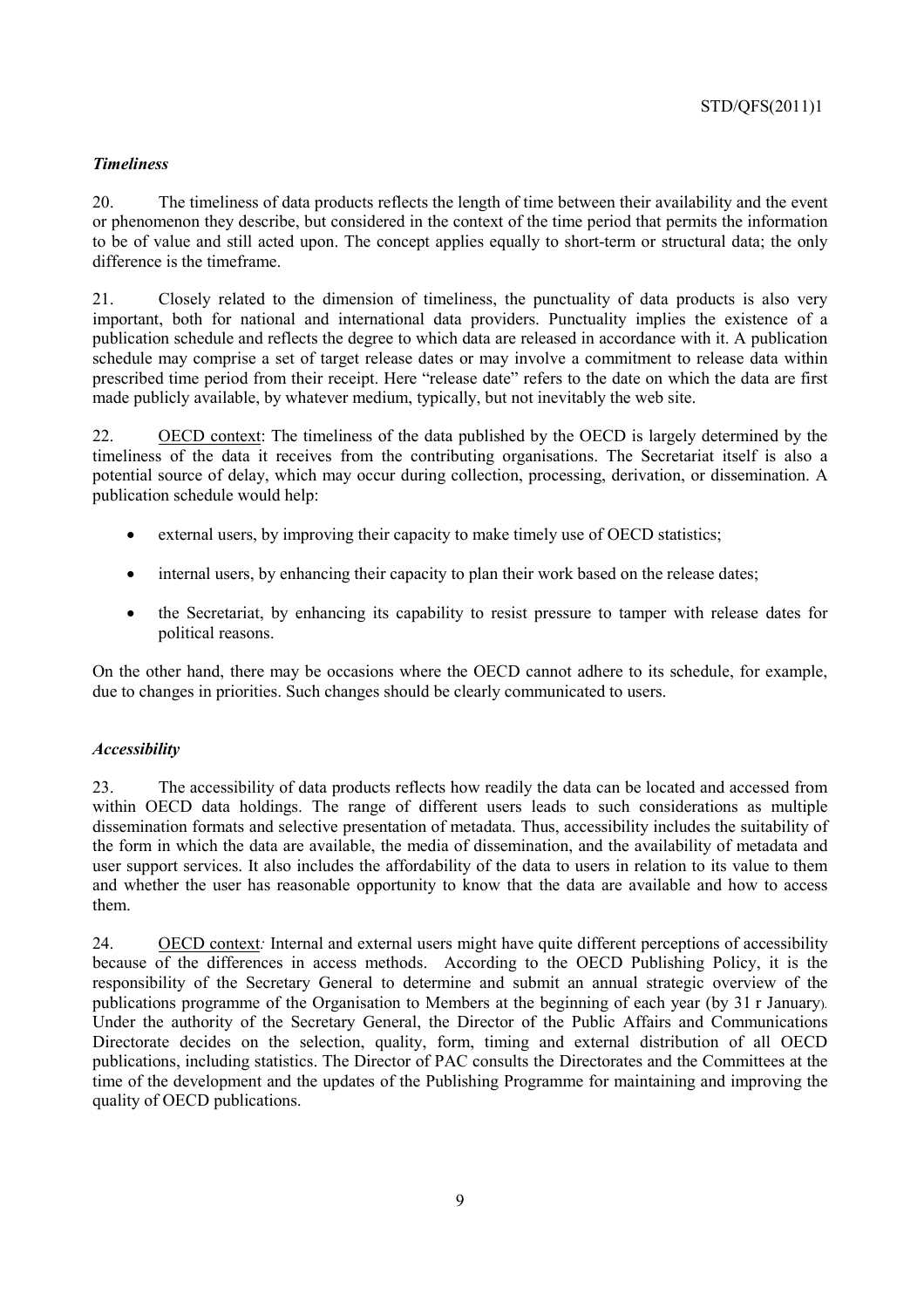### *Timeliness*

20. The timeliness of data products reflects the length of time between their availability and the event or phenomenon they describe, but considered in the context of the time period that permits the information to be of value and still acted upon. The concept applies equally to short-term or structural data; the only difference is the timeframe.

21. Closely related to the dimension of timeliness, the punctuality of data products is also very important, both for national and international data providers. Punctuality implies the existence of a publication schedule and reflects the degree to which data are released in accordance with it. A publication schedule may comprise a set of target release dates or may involve a commitment to release data within prescribed time period from their receipt. Here "release date" refers to the date on which the data are first made publicly available, by whatever medium, typically, but not inevitably the web site.

22. OECD context: The timeliness of the data published by the OECD is largely determined by the timeliness of the data it receives from the contributing organisations. The Secretariat itself is also a potential source of delay, which may occur during collection, processing, derivation, or dissemination. A publication schedule would help:

- external users, by improving their capacity to make timely use of OECD statistics;
- internal users, by enhancing their capacity to plan their work based on the release dates;
- the Secretariat, by enhancing its capability to resist pressure to tamper with release dates for political reasons.

On the other hand, there may be occasions where the OECD cannot adhere to its schedule, for example, due to changes in priorities. Such changes should be clearly communicated to users.

### *Accessibility*

23. The accessibility of data products reflects how readily the data can be located and accessed from within OECD data holdings. The range of different users leads to such considerations as multiple dissemination formats and selective presentation of metadata. Thus, accessibility includes the suitability of the form in which the data are available, the media of dissemination, and the availability of metadata and user support services. It also includes the affordability of the data to users in relation to its value to them and whether the user has reasonable opportunity to know that the data are available and how to access them.

24. OECD context*:* Internal and external users might have quite different perceptions of accessibility because of the differences in access methods. According to the OECD Publishing Policy, it is the responsibility of the Secretary General to determine and submit an annual strategic overview of the publications programme of the Organisation to Members at the beginning of each year (by 31 r January). Under the authority of the Secretary General, the Director of the Public Affairs and Communications Directorate decides on the selection, quality, form, timing and external distribution of all OECD publications, including statistics. The Director of PAC consults the Directorates and the Committees at the time of the development and the updates of the Publishing Programme for maintaining and improving the quality of OECD publications.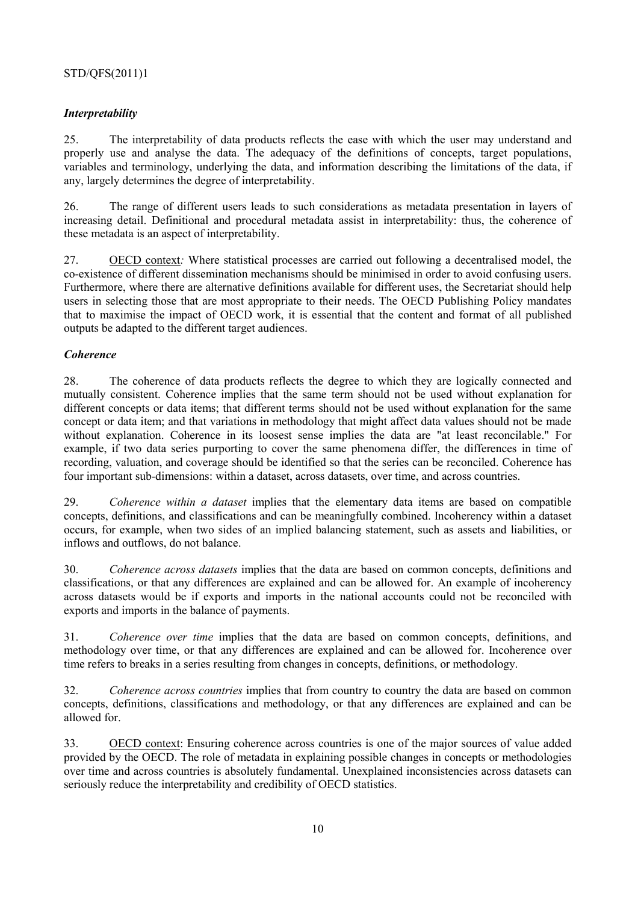### *Interpretability*

25. The interpretability of data products reflects the ease with which the user may understand and properly use and analyse the data. The adequacy of the definitions of concepts, target populations, variables and terminology, underlying the data, and information describing the limitations of the data, if any, largely determines the degree of interpretability.

26. The range of different users leads to such considerations as metadata presentation in layers of increasing detail. Definitional and procedural metadata assist in interpretability: thus, the coherence of these metadata is an aspect of interpretability.

27. OECD context*:* Where statistical processes are carried out following a decentralised model, the co-existence of different dissemination mechanisms should be minimised in order to avoid confusing users. Furthermore, where there are alternative definitions available for different uses, the Secretariat should help users in selecting those that are most appropriate to their needs. The OECD Publishing Policy mandates that to maximise the impact of OECD work, it is essential that the content and format of all published outputs be adapted to the different target audiences.

### *Coherence*

28. The coherence of data products reflects the degree to which they are logically connected and mutually consistent. Coherence implies that the same term should not be used without explanation for different concepts or data items; that different terms should not be used without explanation for the same concept or data item; and that variations in methodology that might affect data values should not be made without explanation. Coherence in its loosest sense implies the data are "at least reconcilable." For example, if two data series purporting to cover the same phenomena differ, the differences in time of recording, valuation, and coverage should be identified so that the series can be reconciled. Coherence has four important sub-dimensions: within a dataset, across datasets, over time, and across countries.

29. *Coherence within a dataset* implies that the elementary data items are based on compatible concepts, definitions, and classifications and can be meaningfully combined. Incoherency within a dataset occurs, for example, when two sides of an implied balancing statement, such as assets and liabilities, or inflows and outflows, do not balance.

30. *Coherence across datasets* implies that the data are based on common concepts, definitions and classifications, or that any differences are explained and can be allowed for. An example of incoherency across datasets would be if exports and imports in the national accounts could not be reconciled with exports and imports in the balance of payments.

31. *Coherence over time* implies that the data are based on common concepts, definitions, and methodology over time, or that any differences are explained and can be allowed for. Incoherence over time refers to breaks in a series resulting from changes in concepts, definitions, or methodology.

32. *Coherence across countries* implies that from country to country the data are based on common concepts, definitions, classifications and methodology, or that any differences are explained and can be allowed for.

33. OECD context: Ensuring coherence across countries is one of the major sources of value added provided by the OECD. The role of metadata in explaining possible changes in concepts or methodologies over time and across countries is absolutely fundamental. Unexplained inconsistencies across datasets can seriously reduce the interpretability and credibility of OECD statistics.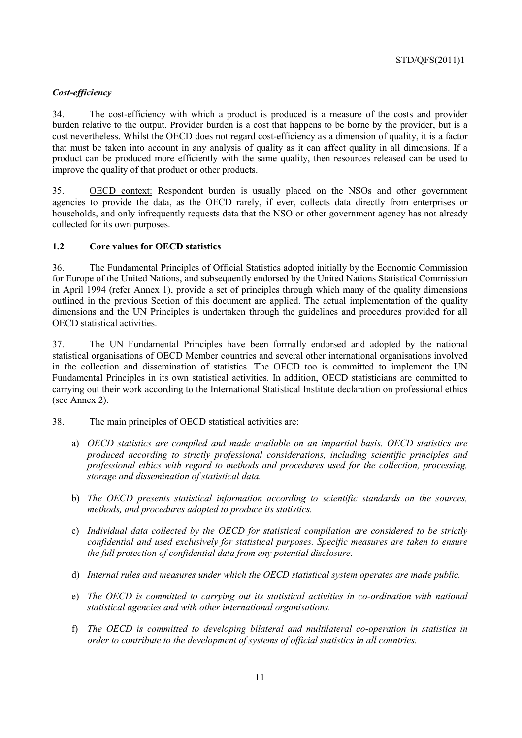### *Cost-efficiency*

34. The cost-efficiency with which a product is produced is a measure of the costs and provider burden relative to the output. Provider burden is a cost that happens to be borne by the provider, but is a cost nevertheless. Whilst the OECD does not regard cost-efficiency as a dimension of quality, it is a factor that must be taken into account in any analysis of quality as it can affect quality in all dimensions. If a product can be produced more efficiently with the same quality, then resources released can be used to improve the quality of that product or other products.

35. OECD context: Respondent burden is usually placed on the NSOs and other government agencies to provide the data, as the OECD rarely, if ever, collects data directly from enterprises or households, and only infrequently requests data that the NSO or other government agency has not already collected for its own purposes.

## 1.2 Core values for OECD statistics

36. The Fundamental Principles of Official Statistics adopted initially by the Economic Commission for Europe of the United Nations, and subsequently endorsed by the United Nations Statistical Commission in April 1994 (refer Annex 1), provide a set of principles through which many of the quality dimensions outlined in the previous Section of this document are applied. The actual implementation of the quality dimensions and the UN Principles is undertaken through the guidelines and procedures provided for all OECD statistical activities.

37. The UN Fundamental Principles have been formally endorsed and adopted by the national statistical organisations of OECD Member countries and several other international organisations involved in the collection and dissemination of statistics. The OECD too is committed to implement the UN Fundamental Principles in its own statistical activities. In addition, OECD statisticians are committed to carrying out their work according to the International Statistical Institute declaration on professional ethics (see Annex 2).

38. The main principles of OECD statistical activities are:

a) *OECD statistics are compiled and made available on an impartial basis. OECD statistics are produced according to strictly professional considerations, including scientific principles and professional ethics with regard to methods and procedures used for the collection, processing, storage and dissemination of statistical data.*

b) *The OECD presents statistical information according to scientific standards on the sources, methods, and procedures adopted to produce its statistics.*

c) *Individual data collected by the OECD for statistical compilation are considered to be strictly confidential and used exclusively for statistical purposes. Specific measures are taken to ensure the full protection of confidential data from any potential disclosure.*

d) *Internal rules and measures under which the OECD statistical system operates are made public.*

e) *The OECD is committed to carrying out its statistical activities in co-ordination with national statistical agencies and with other international organisations.*

f) *The OECD is committed to developing bilateral and multilateral co-operation in statistics in order to contribute to the development of systems of official statistics in all countries.*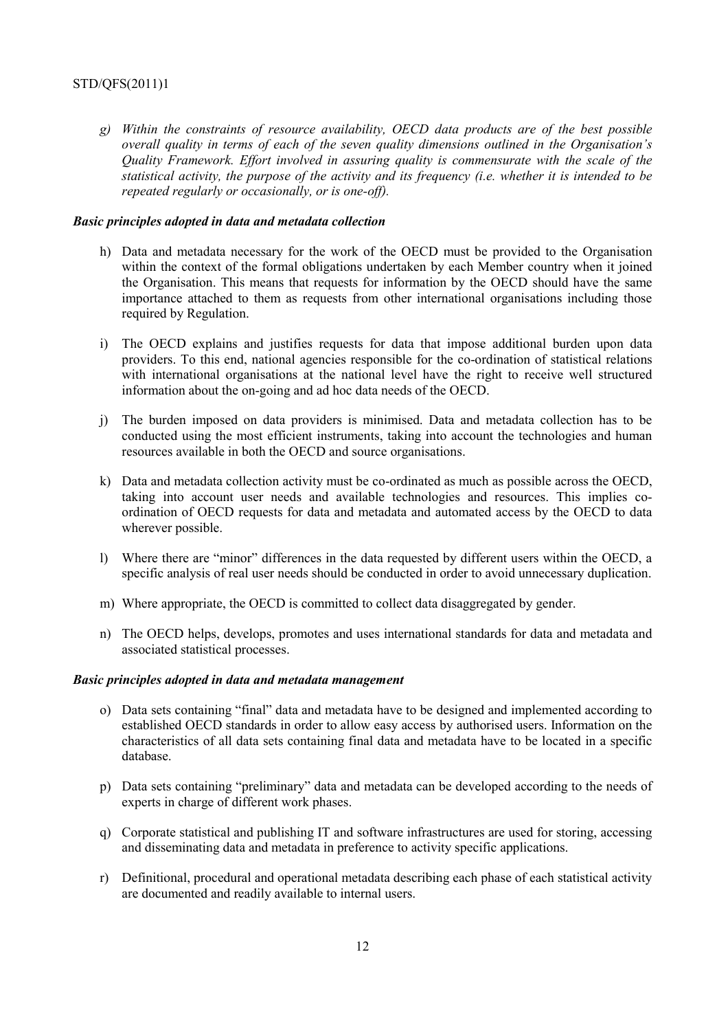*g) Within the constraints of resource availability, OECD data products are of the best possible overall quality in terms of each of the seven quality dimensions outlined in the Organisation's Quality Framework. Effort involved in assuring quality is commensurate with the scale of the statistical activity, the purpose of the activity and its frequency (i.e. whether it is intended to be repeated regularly or occasionally, or is one-off).*

### *Basic principles adopted in data and metadata collection*

h) Data and metadata necessary for the work of the OECD must be provided to the Organisation within the context of the formal obligations undertaken by each Member country when it joined the Organisation. This means that requests for information by the OECD should have the same importance attached to them as requests from other international organisations including those required by Regulation.

i) The OECD explains and justifies requests for data that impose additional burden upon data providers. To this end, national agencies responsible for the co-ordination of statistical relations with international organisations at the national level have the right to receive well structured information about the on-going and ad hoc data needs of the OECD.

j) The burden imposed on data providers is minimised. Data and metadata collection has to be conducted using the most efficient instruments, taking into account the technologies and human resources available in both the OECD and source organisations.

k) Data and metadata collection activity must be co-ordinated as much as possible across the OECD, taking into account user needs and available technologies and resources. This implies co-ordination of OECD requests for data and metadata and automated access by the OECD to data wherever possible.

l) Where there are "minor" differences in the data requested by different users within the OECD, a specific analysis of real user needs should be conducted in order to avoid unnecessary duplication.

m) Where appropriate, the OECD is committed to collect data disaggregated by gender.

n) The OECD helps, develops, promotes and uses international standards for data and metadata and associated statistical processes.

### *Basic principles adopted in data and metadata management*

o) Data sets containing "final" data and metadata have to be designed and implemented according to established OECD standards in order to allow easy access by authorised users. Information on the characteristics of all data sets containing final data and metadata have to be located in a specific database.

p) Data sets containing "preliminary" data and metadata can be developed according to the needs of experts in charge of different work phases.

q) Corporate statistical and publishing IT and software infrastructures are used for storing, accessing and disseminating data and metadata in preference to activity specific applications.

r) Definitional, procedural and operational metadata describing each phase of each statistical activity are documented and readily available to internal users.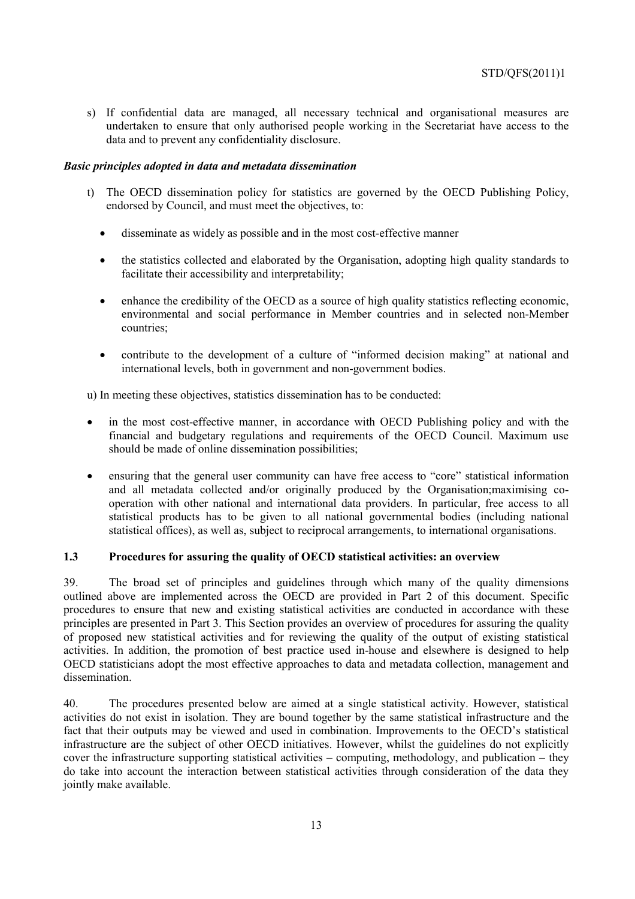s) If confidential data are managed, all necessary technical and organisational measures are undertaken to ensure that only authorised people working in the Secretariat have access to the data and to prevent any confidentiality disclosure.

***Basic principles adopted in data and metadata dissemination***

t) The OECD dissemination policy for statistics are governed by the OECD Publishing Policy, endorsed by Council, and must meet the objectives, to:

- disseminate as widely as possible and in the most cost-effective manner
- the statistics collected and elaborated by the Organisation, adopting high quality standards to facilitate their accessibility and interpretability;
- enhance the credibility of the OECD as a source of high quality statistics reflecting economic, environmental and social performance in Member countries and in selected non-Member countries;
- contribute to the development of a culture of "informed decision making" at national and international levels, both in government and non-government bodies.

u) In meeting these objectives, statistics dissemination has to be conducted:

- in the most cost-effective manner, in accordance with OECD Publishing policy and with the financial and budgetary regulations and requirements of the OECD Council. Maximum use should be made of online dissemination possibilities;
- ensuring that the general user community can have free access to "core" statistical information and all metadata collected and/or originally produced by the Organisation;maximising co-operation with other national and international data providers. In particular, free access to all statistical products has to be given to all national governmental bodies (including national statistical offices), as well as, subject to reciprocal arrangements, to international organisations.

### 1.3 Procedures for assuring the quality of OECD statistical activities: an overview

39. The broad set of principles and guidelines through which many of the quality dimensions outlined above are implemented across the OECD are provided in Part 2 of this document. Specific procedures to ensure that new and existing statistical activities are conducted in accordance with these principles are presented in Part 3. This Section provides an overview of procedures for assuring the quality of proposed new statistical activities and for reviewing the quality of the output of existing statistical activities. In addition, the promotion of best practice used in-house and elsewhere is designed to help OECD statisticians adopt the most effective approaches to data and metadata collection, management and dissemination.

40. The procedures presented below are aimed at a single statistical activity. However, statistical activities do not exist in isolation. They are bound together by the same statistical infrastructure and the fact that their outputs may be viewed and used in combination. Improvements to the OECD's statistical infrastructure are the subject of other OECD initiatives. However, whilst the guidelines do not explicitly cover the infrastructure supporting statistical activities – computing, methodology, and publication – they do take into account the interaction between statistical activities through consideration of the data they jointly make available.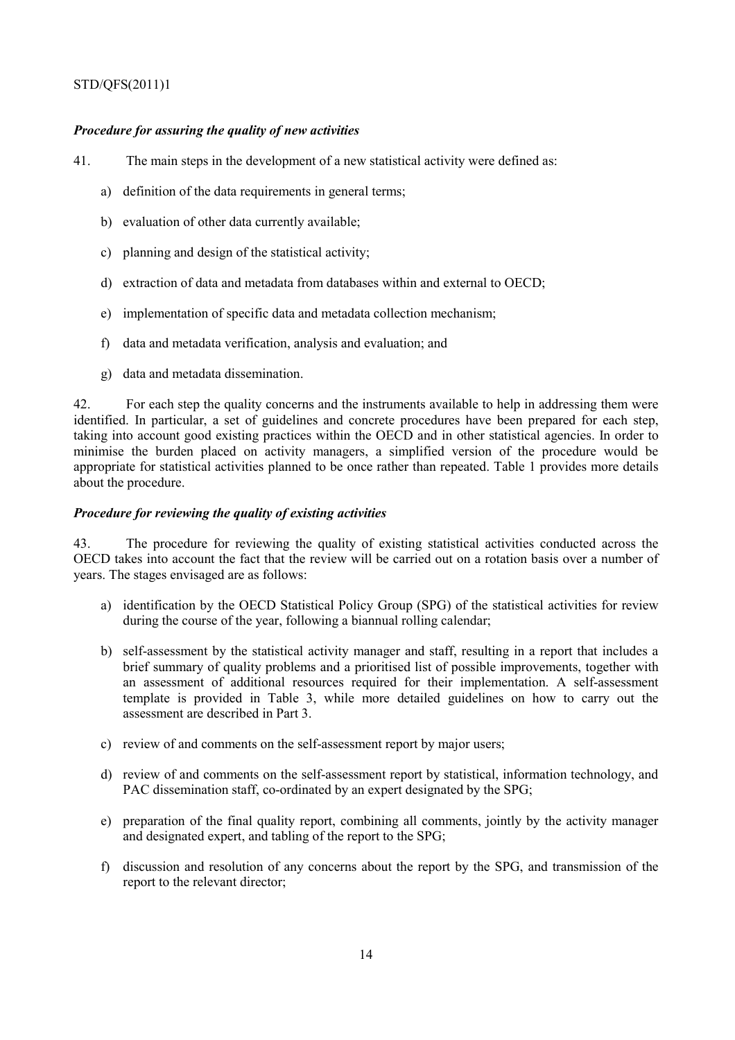### *Procedure for assuring the quality of new activities*

41. The main steps in the development of a new statistical activity were defined as:

a) definition of the data requirements in general terms;

b) evaluation of other data currently available;

c) planning and design of the statistical activity;

d) extraction of data and metadata from databases within and external to OECD;

e) implementation of specific data and metadata collection mechanism;

f) data and metadata verification, analysis and evaluation; and

g) data and metadata dissemination.

42. For each step the quality concerns and the instruments available to help in addressing them were identified. In particular, a set of guidelines and concrete procedures have been prepared for each step, taking into account good existing practices within the OECD and in other statistical agencies. In order to minimise the burden placed on activity managers, a simplified version of the procedure would be appropriate for statistical activities planned to be once rather than repeated. Table 1 provides more details about the procedure.

### *Procedure for reviewing the quality of existing activities*

43. The procedure for reviewing the quality of existing statistical activities conducted across the OECD takes into account the fact that the review will be carried out on a rotation basis over a number of years. The stages envisaged are as follows:

a) identification by the OECD Statistical Policy Group (SPG) of the statistical activities for review during the course of the year, following a biannual rolling calendar;

b) self-assessment by the statistical activity manager and staff, resulting in a report that includes a brief summary of quality problems and a prioritised list of possible improvements, together with an assessment of additional resources required for their implementation. A self-assessment template is provided in Table 3, while more detailed guidelines on how to carry out the assessment are described in Part 3.

c) review of and comments on the self-assessment report by major users;

d) review of and comments on the self-assessment report by statistical, information technology, and PAC dissemination staff, co-ordinated by an expert designated by the SPG;

e) preparation of the final quality report, combining all comments, jointly by the activity manager and designated expert, and tabling of the report to the SPG;

f) discussion and resolution of any concerns about the report by the SPG, and transmission of the report to the relevant director;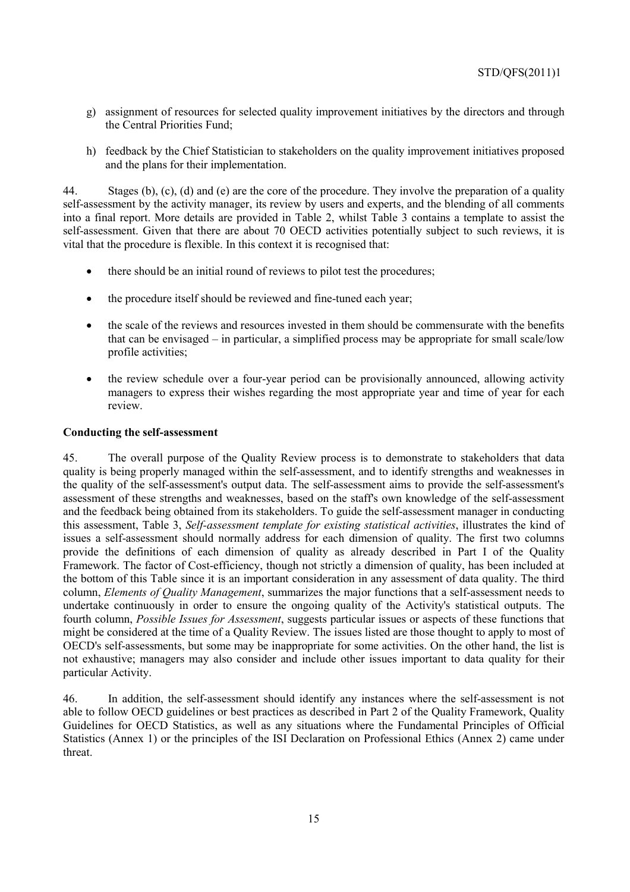g) assignment of resources for selected quality improvement initiatives by the directors and through the Central Priorities Fund;

h) feedback by the Chief Statistician to stakeholders on the quality improvement initiatives proposed and the plans for their implementation.

44. Stages (b), (c), (d) and (e) are the core of the procedure. They involve the preparation of a quality self-assessment by the activity manager, its review by users and experts, and the blending of all comments into a final report. More details are provided in Table 2, whilst Table 3 contains a template to assist the self-assessment. Given that there are about 70 OECD activities potentially subject to such reviews, it is vital that the procedure is flexible. In this context it is recognised that:

- there should be an initial round of reviews to pilot test the procedures;
- the procedure itself should be reviewed and fine-tuned each year;
- the scale of the reviews and resources invested in them should be commensurate with the benefits that can be envisaged – in particular, a simplified process may be appropriate for small scale/low profile activities;
- the review schedule over a four-year period can be provisionally announced, allowing activity managers to express their wishes regarding the most appropriate year and time of year for each review.

**Conducting the self-assessment**

45. The overall purpose of the Quality Review process is to demonstrate to stakeholders that data quality is being properly managed within the self-assessment, and to identify strengths and weaknesses in the quality of the self-assessment's output data. The self-assessment aims to provide the self-assessment's assessment of these strengths and weaknesses, based on the staff's own knowledge of the self-assessment and the feedback being obtained from its stakeholders. To guide the self-assessment manager in conducting this assessment, Table 3, *Self-assessment template for existing statistical activities*, illustrates the kind of issues a self-assessment should normally address for each dimension of quality. The first two columns provide the definitions of each dimension of quality as already described in Part I of the Quality Framework. The factor of Cost-efficiency, though not strictly a dimension of quality, has been included at the bottom of this Table since it is an important consideration in any assessment of data quality. The third column, *Elements of Quality Management*, summarizes the major functions that a self-assessment needs to undertake continuously in order to ensure the ongoing quality of the Activity's statistical outputs. The fourth column, *Possible Issues for Assessment*, suggests particular issues or aspects of these functions that might be considered at the time of a Quality Review. The issues listed are those thought to apply to most of OECD's self-assessments, but some may be inappropriate for some activities. On the other hand, the list is not exhaustive; managers may also consider and include other issues important to data quality for their particular Activity.

46. In addition, the self-assessment should identify any instances where the self-assessment is not able to follow OECD guidelines or best practices as described in Part 2 of the Quality Framework, Quality Guidelines for OECD Statistics, as well as any situations where the Fundamental Principles of Official Statistics (Annex 1) or the principles of the ISI Declaration on Professional Ethics (Annex 2) came under threat.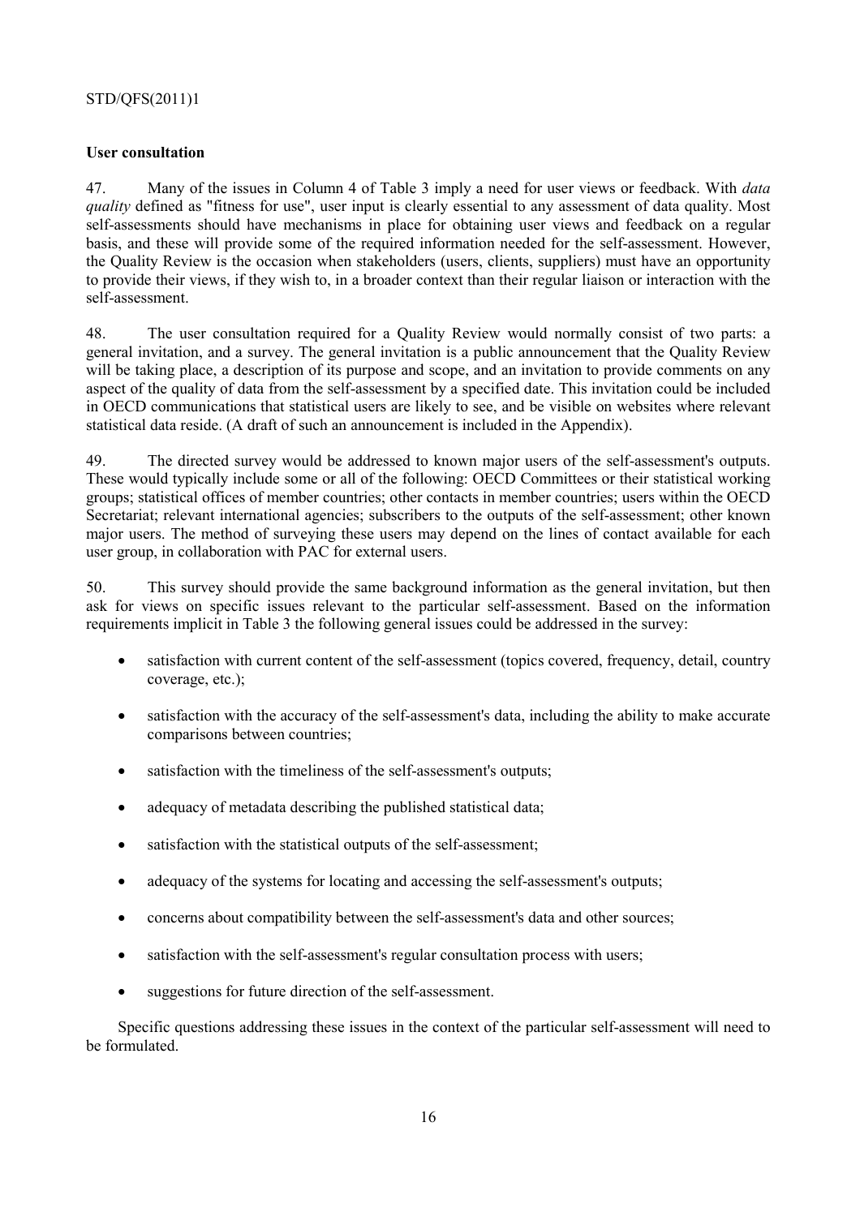**User consultation**

47. Many of the issues in Column 4 of Table 3 imply a need for user views or feedback. With *data quality* defined as "fitness for use", user input is clearly essential to any assessment of data quality. Most self-assessments should have mechanisms in place for obtaining user views and feedback on a regular basis, and these will provide some of the required information needed for the self-assessment. However, the Quality Review is the occasion when stakeholders (users, clients, suppliers) must have an opportunity to provide their views, if they wish to, in a broader context than their regular liaison or interaction with the self-assessment.

48. The user consultation required for a Quality Review would normally consist of two parts: a general invitation, and a survey. The general invitation is a public announcement that the Quality Review will be taking place, a description of its purpose and scope, and an invitation to provide comments on any aspect of the quality of data from the self-assessment by a specified date. This invitation could be included in OECD communications that statistical users are likely to see, and be visible on websites where relevant statistical data reside. (A draft of such an announcement is included in the Appendix).

49. The directed survey would be addressed to known major users of the self-assessment's outputs. These would typically include some or all of the following: OECD Committees or their statistical working groups; statistical offices of member countries; other contacts in member countries; users within the OECD Secretariat; relevant international agencies; subscribers to the outputs of the self-assessment; other known major users. The method of surveying these users may depend on the lines of contact available for each user group, in collaboration with PAC for external users.

50. This survey should provide the same background information as the general invitation, but then ask for views on specific issues relevant to the particular self-assessment. Based on the information requirements implicit in Table 3 the following general issues could be addressed in the survey:

- satisfaction with current content of the self-assessment (topics covered, frequency, detail, country coverage, etc.);
- satisfaction with the accuracy of the self-assessment's data, including the ability to make accurate comparisons between countries;
- satisfaction with the timeliness of the self-assessment's outputs;
- adequacy of metadata describing the published statistical data;
- satisfaction with the statistical outputs of the self-assessment;
- adequacy of the systems for locating and accessing the self-assessment's outputs;
- concerns about compatibility between the self-assessment's data and other sources;
- satisfaction with the self-assessment's regular consultation process with users;
- suggestions for future direction of the self-assessment.

Specific questions addressing these issues in the context of the particular self-assessment will need to be formulated.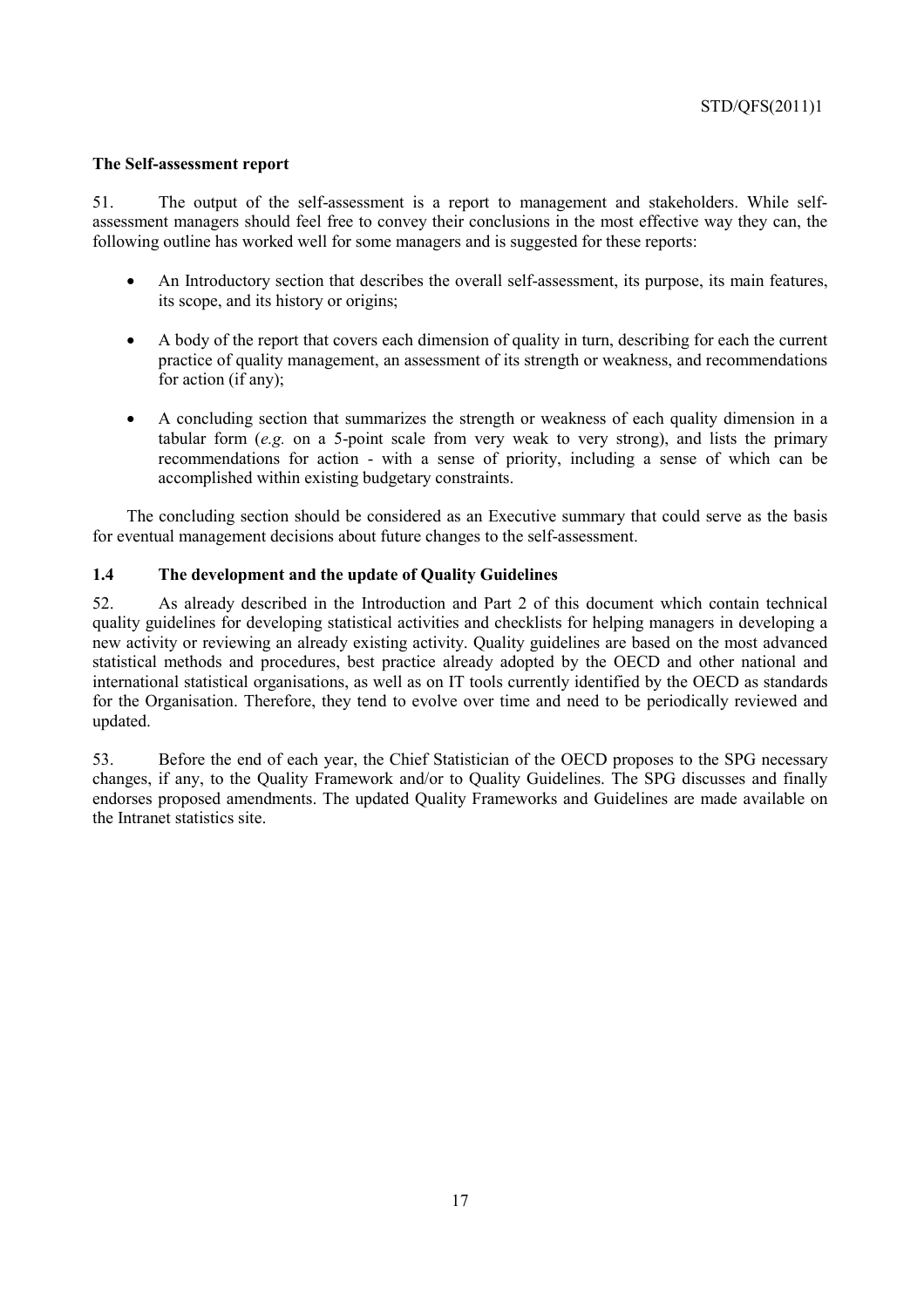**The Self-assessment report**

51. The output of the self-assessment is a report to management and stakeholders. While self-assessment managers should feel free to convey their conclusions in the most effective way they can, the following outline has worked well for some managers and is suggested for these reports:

- An Introductory section that describes the overall self-assessment, its purpose, its main features, its scope, and its history or origins;
- A body of the report that covers each dimension of quality in turn, describing for each the current practice of quality management, an assessment of its strength or weakness, and recommendations for action (if any);
- A concluding section that summarizes the strength or weakness of each quality dimension in a tabular form (*e.g.* on a 5-point scale from very weak to very strong), and lists the primary recommendations for action - with a sense of priority, including a sense of which can be accomplished within existing budgetary constraints.

The concluding section should be considered as an Executive summary that could serve as the basis for eventual management decisions about future changes to the self-assessment.

### 1.4 The development and the update of Quality Guidelines

52. As already described in the Introduction and Part 2 of this document which contain technical quality guidelines for developing statistical activities and checklists for helping managers in developing a new activity or reviewing an already existing activity. Quality guidelines are based on the most advanced statistical methods and procedures, best practice already adopted by the OECD and other national and international statistical organisations, as well as on IT tools currently identified by the OECD as standards for the Organisation. Therefore, they tend to evolve over time and need to be periodically reviewed and updated.

53. Before the end of each year, the Chief Statistician of the OECD proposes to the SPG necessary changes, if any, to the Quality Framework and/or to Quality Guidelines. The SPG discusses and finally endorses proposed amendments. The updated Quality Frameworks and Guidelines are made available on the Intranet statistics site.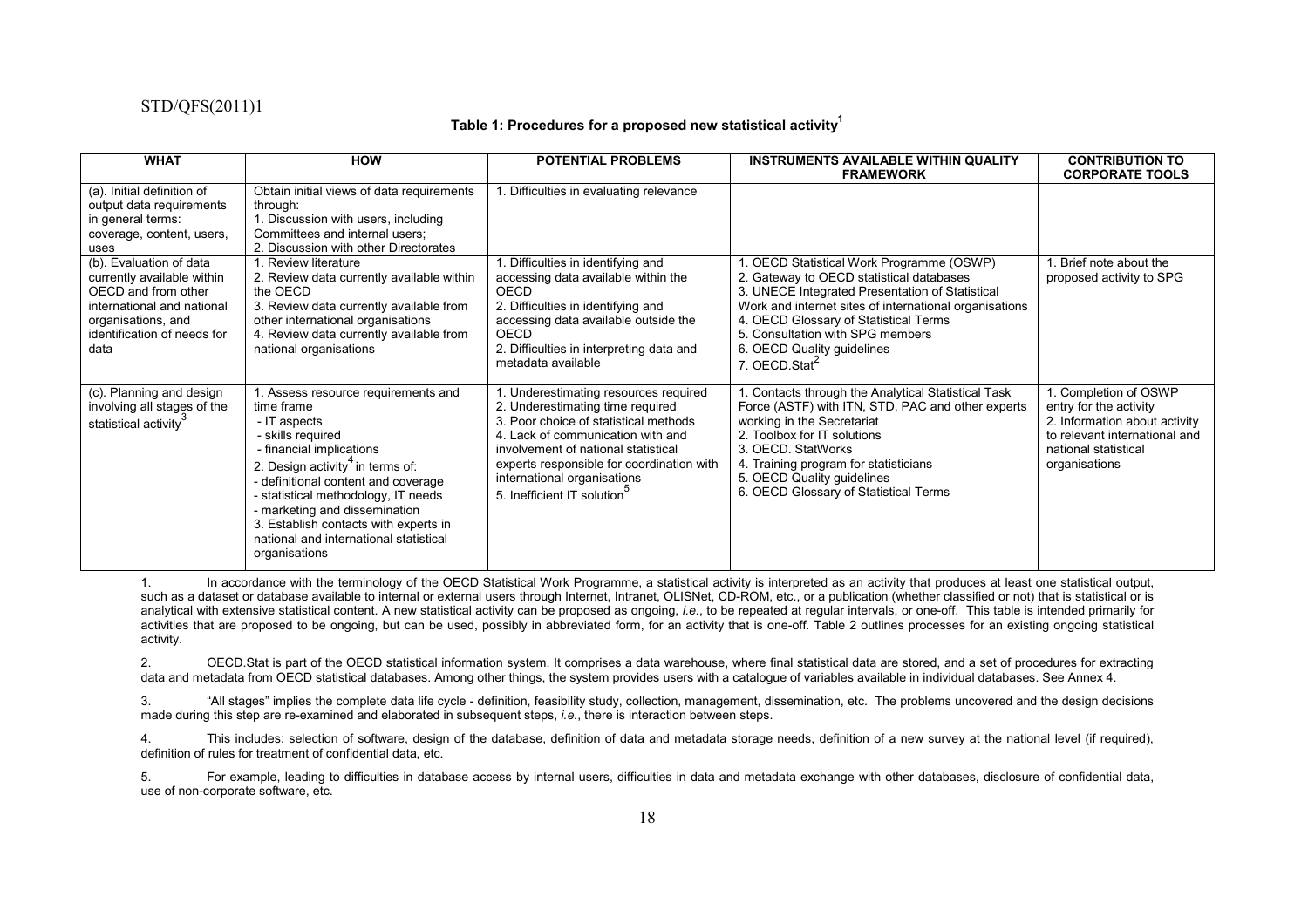**Table 1: Procedures for a proposed new statistical activity[1]**

| WHAT | HOW | POTENTIAL PROBLEMS | INSTRUMENTS AVAILABLE WITHIN QUALITY FRAMEWORK | CONTRIBUTION TO CORPORATE TOOLS |
|---|---|---|---|---|
| (a). Initial definition of output data requirements in general terms: coverage, content, users, uses | Obtain initial views of data requirements through:<br>1. Discussion with users, including Committees and internal users;<br>2. Discussion with other Directorates | 1. Difficulties in evaluating relevance | | |
| (b). Evaluation of data currently available within OECD and from other international and national organisations, and identification of needs for data | 1. Review literature<br>2. Review data currently available within the OECD<br>3. Review data currently available from other international organisations<br>4. Review data currently available from national organisations | 1. Difficulties in identifying and accessing data available within the OECD<br>2. Difficulties in identifying and accessing data available outside the OECD<br>2. Difficulties in interpreting data and metadata available | 1. OECD Statistical Work Programme (OSWP)<br>2. Gateway to OECD statistical databases<br>3. UNECE Integrated Presentation of Statistical Work and internet sites of international organisations<br>4. OECD Glossary of Statistical Terms<br>5. Consultation with SPG members<br>6. OECD Quality guidelines<br>7. OECD.Stat[2] | 1. Brief note about the proposed activity to SPG |
| (c). Planning and design involving all stages of the statistical activity[3] | 1. Assess resource requirements and time frame<br>- IT aspects<br>- skills required<br>- financial implications<br>2. Design activity[4] in terms of:<br>- definitional content and coverage<br>- statistical methodology, IT needs<br>- marketing and dissemination<br>3. Establish contacts with experts in national and international statistical organisations | 1. Underestimating resources required<br>2. Underestimating time required<br>3. Poor choice of statistical methods<br>4. Lack of communication with and involvement of national statistical experts responsible for coordination with international organisations<br>5. Inefficient IT solution[5] | 1. Contacts through the Analytical Statistical Task Force (ASTF) with ITN, STD, PAC and other experts working in the Secretariat<br>2. Toolbox for IT solutions<br>3. OECD. StatWorks<br>4. Training program for statisticians<br>5. OECD Quality guidelines<br>6. OECD Glossary of Statistical Terms | 1. Completion of OSWP entry for the activity<br>2. Information about activity to relevant international and national statistical organisations |

1. In accordance with the terminology of the OECD Statistical Work Programme, a statistical activity is interpreted as an activity that produces at least one statistical output, such as a dataset or database available to internal or external users through Internet, Intranet, OLISNet, CD-ROM, etc., or a publication (whether classified or not) that is statistical or is analytical with extensive statistical content. A new statistical activity can be proposed as ongoing, *i.e.*, to be repeated at regular intervals, or one-off. This table is intended primarily for activities that are proposed to be ongoing, but can be used, possibly in abbreviated form, for an activity that is one-off. Table 2 outlines processes for an existing ongoing statistical activity.

2. OECD.Stat is part of the OECD statistical information system. It comprises a data warehouse, where final statistical data are stored, and a set of procedures for extracting data and metadata from OECD statistical databases. Among other things, the system provides users with a catalogue of variables available in individual databases. See Annex 4.

3. "All stages" implies the complete data life cycle - definition, feasibility study, collection, management, dissemination, etc. The problems uncovered and the design decisions made during this step are re-examined and elaborated in subsequent steps, *i.e.*, there is interaction between steps.

4. This includes: selection of software, design of the database, definition of data and metadata storage needs, definition of a new survey at the national level (if required), definition of rules for treatment of confidential data, etc.

5. For example, leading to difficulties in database access by internal users, difficulties in data and metadata exchange with other databases, disclosure of confidential data, use of non-corporate software, etc.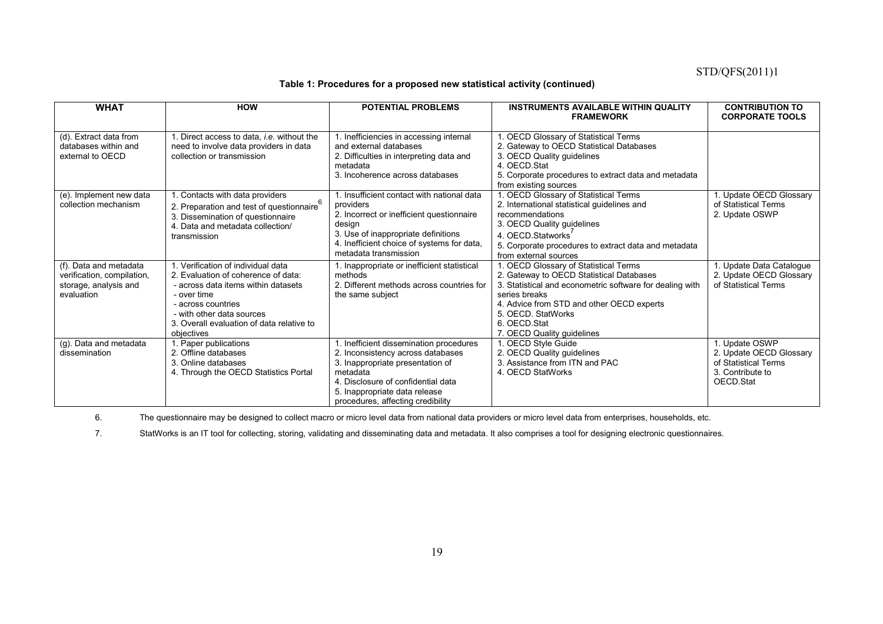**Table 1: Procedures for a proposed new statistical activity (continued)**

| WHAT | HOW | POTENTIAL PROBLEMS | INSTRUMENTS AVAILABLE WITHIN QUALITY FRAMEWORK | CONTRIBUTION TO CORPORATE TOOLS |
|---|---|---|---|---|
| (d). Extract data from databases within and external to OECD | 1. Direct access to data, *i.e.* without the need to involve data providers in data collection or transmission | 1. Inefficiencies in accessing internal and external databases<br>2. Difficulties in interpreting data and metadata<br>3. Incoherence across databases | 1. OECD Glossary of Statistical Terms<br>2. Gateway to OECD Statistical Databases<br>3. OECD Quality guidelines<br>4. OECD.Stat<br>5. Corporate procedures to extract data and metadata from existing sources | |
| (e). Implement new data collection mechanism | 1. Contacts with data providers<br>2. Preparation and test of questionnaire[6]<br>3. Dissemination of questionnaire<br>4. Data and metadata collection/ transmission | 1. Insufficient contact with national data providers<br>2. Incorrect or inefficient questionnaire design<br>3. Use of inappropriate definitions<br>4. Inefficient choice of systems for data, metadata transmission | 1. OECD Glossary of Statistical Terms<br>2. International statistical guidelines and recommendations<br>3. OECD Quality guidelines<br>4. OECD.Statworks[7]<br>5. Corporate procedures to extract data and metadata from external sources | 1. Update OECD Glossary of Statistical Terms<br>2. Update OSWP |
| (f). Data and metadata verification, compilation, storage, analysis and evaluation | 1. Verification of individual data<br>2. Evaluation of coherence of data:<br>- across data items within datasets<br>- over time<br>- across countries<br>- with other data sources<br>3. Overall evaluation of data relative to objectives | 1. Inappropriate or inefficient statistical methods<br>2. Different methods across countries for the same subject | 1. OECD Glossary of Statistical Terms<br>2. Gateway to OECD Statistical Databases<br>3. Statistical and econometric software for dealing with series breaks<br>4. Advice from STD and other OECD experts<br>5. OECD. StatWorks<br>6. OECD.Stat<br>7. OECD Quality guidelines | 1. Update Data Catalogue<br>2. Update OECD Glossary of Statistical Terms |
| (g). Data and metadata dissemination | 1. Paper publications<br>2. Offline databases<br>3. Online databases<br>4. Through the OECD Statistics Portal | 1. Inefficient dissemination procedures<br>2. Inconsistency across databases<br>3. Inappropriate presentation of metadata<br>4. Disclosure of confidential data<br>5. Inappropriate data release procedures, affecting credibility | 1. OECD Style Guide<br>2. OECD Quality guidelines<br>3. Assistance from ITN and PAC<br>4. OECD StatWorks | 1. Update OSWP<br>2. Update OECD Glossary of Statistical Terms<br>3. Contribute to OECD.Stat |

6. The questionnaire may be designed to collect macro or micro level data from national data providers or micro level data from enterprises, households, etc.

7. StatWorks is an IT tool for collecting, storing, validating and disseminating data and metadata. It also comprises a tool for designing electronic questionnaires.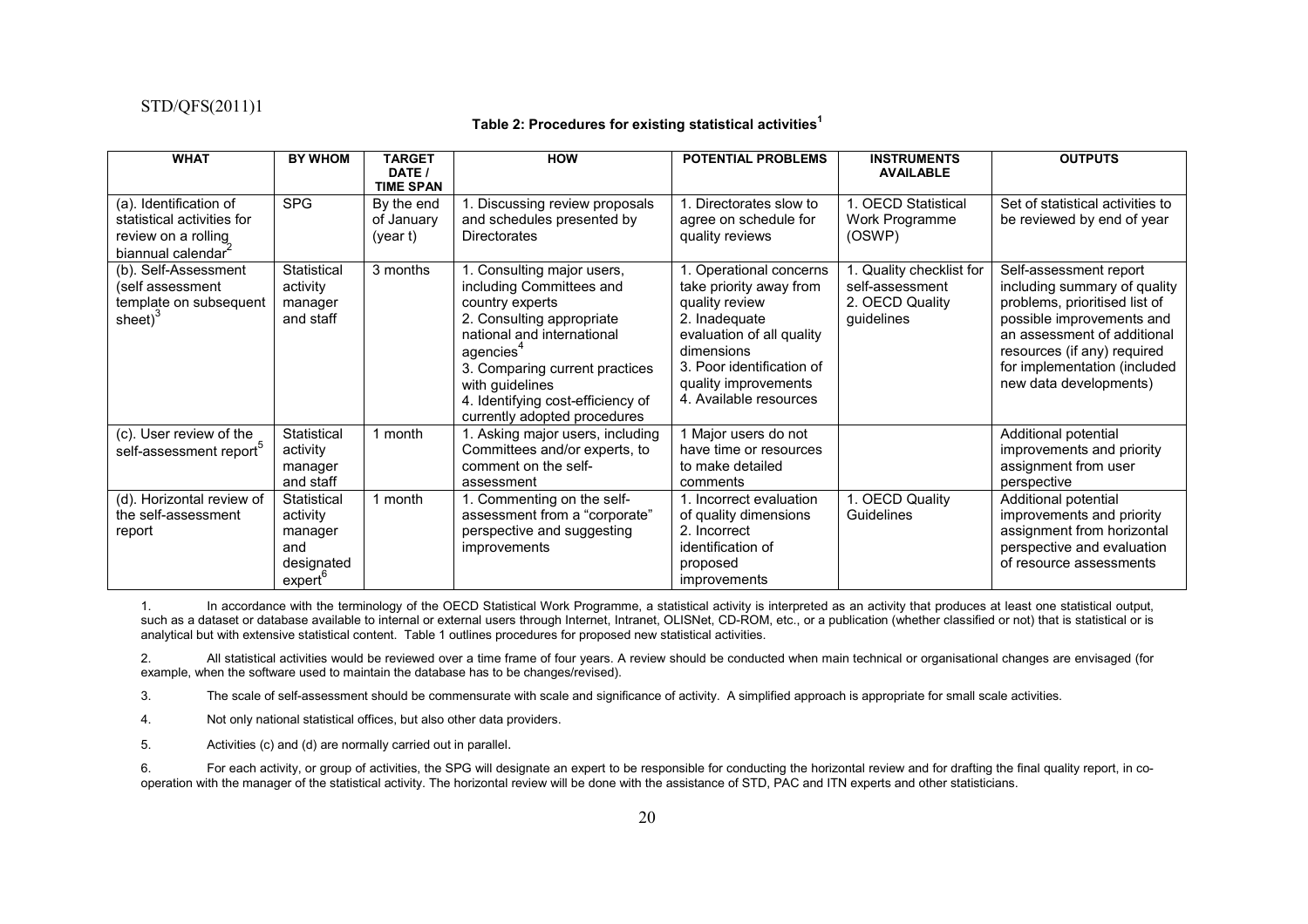**Table 2: Procedures for existing statistical activities[1]**

| WHAT | BY WHOM | TARGET DATE / TIME SPAN | HOW | POTENTIAL PROBLEMS | INSTRUMENTS AVAILABLE | OUTPUTS |
|---|---|---|---|---|---|---|
| (a). Identification of statistical activities for review on a rolling biannual calendar[2] | SPG | By the end of January (year t) | 1. Discussing review proposals and schedules presented by Directorates | 1. Directorates slow to agree on schedule for quality reviews | 1. OECD Statistical Work Programme (OSWP) | Set of statistical activities to be reviewed by end of year |
| (b). Self-Assessment (self assessment template on subsequent sheet)[3] | Statistical activity manager and staff | 3 months | 1. Consulting major users, including Committees and country experts<br>2. Consulting appropriate national and international agencies[4]<br>3. Comparing current practices with guidelines<br>4. Identifying cost-efficiency of currently adopted procedures | 1. Operational concerns take priority away from quality review<br>2. Inadequate evaluation of all quality dimensions<br>3. Poor identification of quality improvements<br>4. Available resources | 1. Quality checklist for self-assessment<br>2. OECD Quality guidelines | Self-assessment report including summary of quality problems, prioritised list of possible improvements and an assessment of additional resources (if any) required for implementation (included new data developments) |
| (c). User review of the self-assessment report[5] | Statistical activity manager and staff | 1 month | 1. Asking major users, including Committees and/or experts, to comment on the self-assessment | 1 Major users do not have time or resources to make detailed comments | | Additional potential improvements and priority assignment from user perspective |
| (d). Horizontal review of the self-assessment report | Statistical activity manager and designated expert[6] | 1 month | 1. Commenting on the self-assessment from a "corporate" perspective and suggesting improvements | 1. Incorrect evaluation of quality dimensions<br>2. Incorrect identification of proposed improvements | 1. OECD Quality Guidelines | Additional potential improvements and priority assignment from horizontal perspective and evaluation of resource assessments |

1. In accordance with the terminology of the OECD Statistical Work Programme, a statistical activity is interpreted as an activity that produces at least one statistical output, such as a dataset or database available to internal or external users through Internet, Intranet, OLISNet, CD-ROM, etc., or a publication (whether classified or not) that is statistical or is analytical but with extensive statistical content. Table 1 outlines procedures for proposed new statistical activities.

2. All statistical activities would be reviewed over a time frame of four years. A review should be conducted when main technical or organisational changes are envisaged (for example, when the software used to maintain the database has to be changes/revised).

3. The scale of self-assessment should be commensurate with scale and significance of activity. A simplified approach is appropriate for small scale activities.

4. Not only national statistical offices, but also other data providers.

5. Activities (c) and (d) are normally carried out in parallel.

6. For each activity, or group of activities, the SPG will designate an expert to be responsible for conducting the horizontal review and for drafting the final quality report, in co-operation with the manager of the statistical activity. The horizontal review will be done with the assistance of STD, PAC and ITN experts and other statisticians.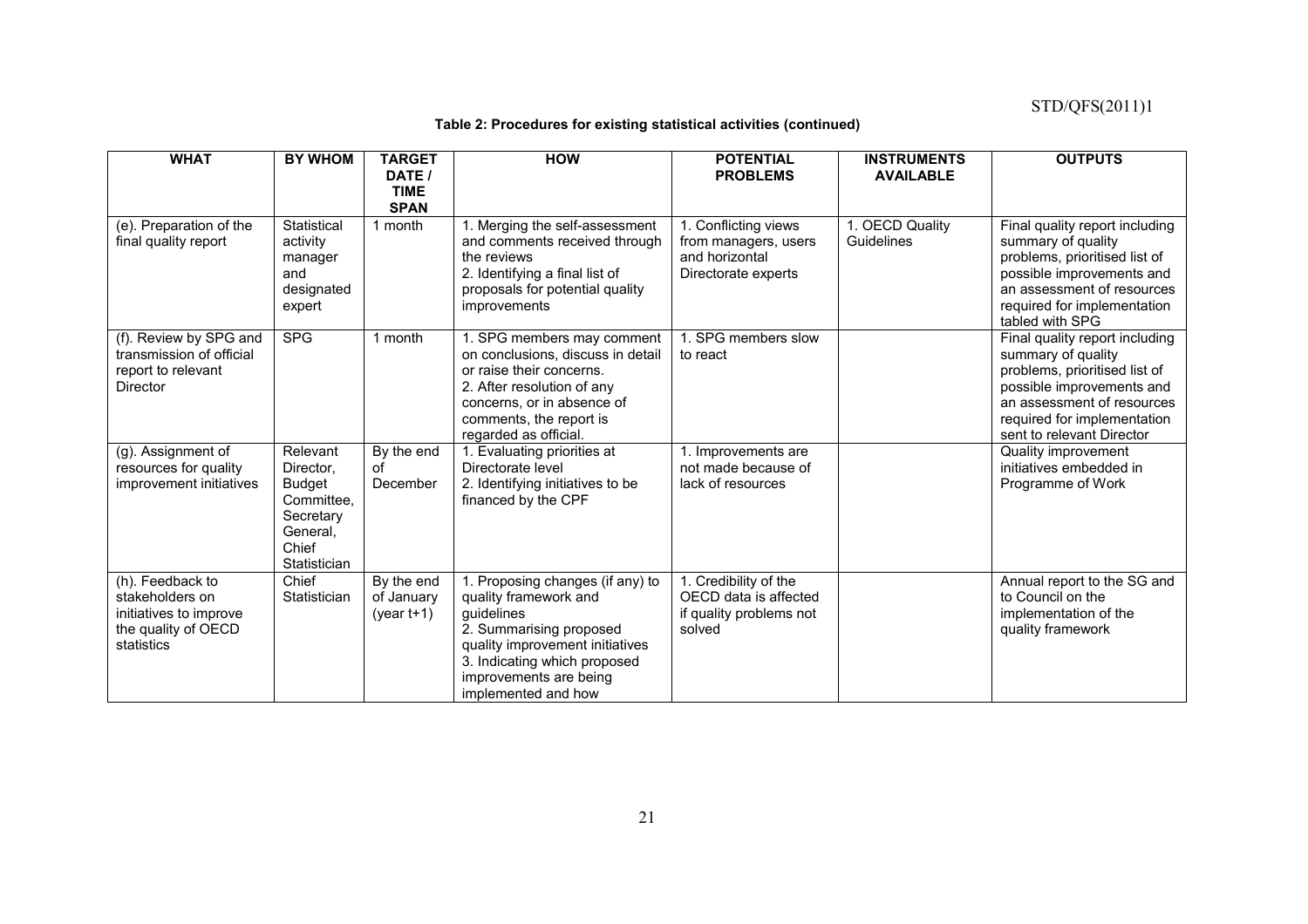**Table 2: Procedures for existing statistical activities (continued)**

| WHAT | BY WHOM | TARGET DATE / TIME SPAN | HOW | POTENTIAL PROBLEMS | INSTRUMENTS AVAILABLE | OUTPUTS |
|---|---|---|---|---|---|---|
| (e). Preparation of the final quality report | Statistical activity manager and designated expert | 1 month | 1. Merging the self-assessment and comments received through the reviews<br>2. Identifying a final list of proposals for potential quality improvements | 1. Conflicting views from managers, users and horizontal Directorate experts | 1. OECD Quality Guidelines | Final quality report including summary of quality problems, prioritised list of possible improvements and an assessment of resources required for implementation tabled with SPG |
| (f). Review by SPG and transmission of official report to relevant Director | SPG | 1 month | 1. SPG members may comment on conclusions, discuss in detail or raise their concerns.<br>2. After resolution of any concerns, or in absence of comments, the report is regarded as official. | 1. SPG members slow to react | | Final quality report including summary of quality problems, prioritised list of possible improvements and an assessment of resources required for implementation sent to relevant Director |
| (g). Assignment of resources for quality improvement initiatives | Relevant Director, Budget Committee, Secretary General, Chief Statistician | By the end of December | 1. Evaluating priorities at Directorate level<br>2. Identifying initiatives to be financed by the CPF | 1. Improvements are not made because of lack of resources | | Quality improvement initiatives embedded in Programme of Work |
| (h). Feedback to stakeholders on initiatives to improve the quality of OECD statistics | Chief Statistician | By the end of January (year t+1) | 1. Proposing changes (if any) to quality framework and guidelines<br>2. Summarising proposed quality improvement initiatives<br>3. Indicating which proposed improvements are being implemented and how | 1. Credibility of the OECD data is affected if quality problems not solved | | Annual report to the SG and to Council on the implementation of the quality framework |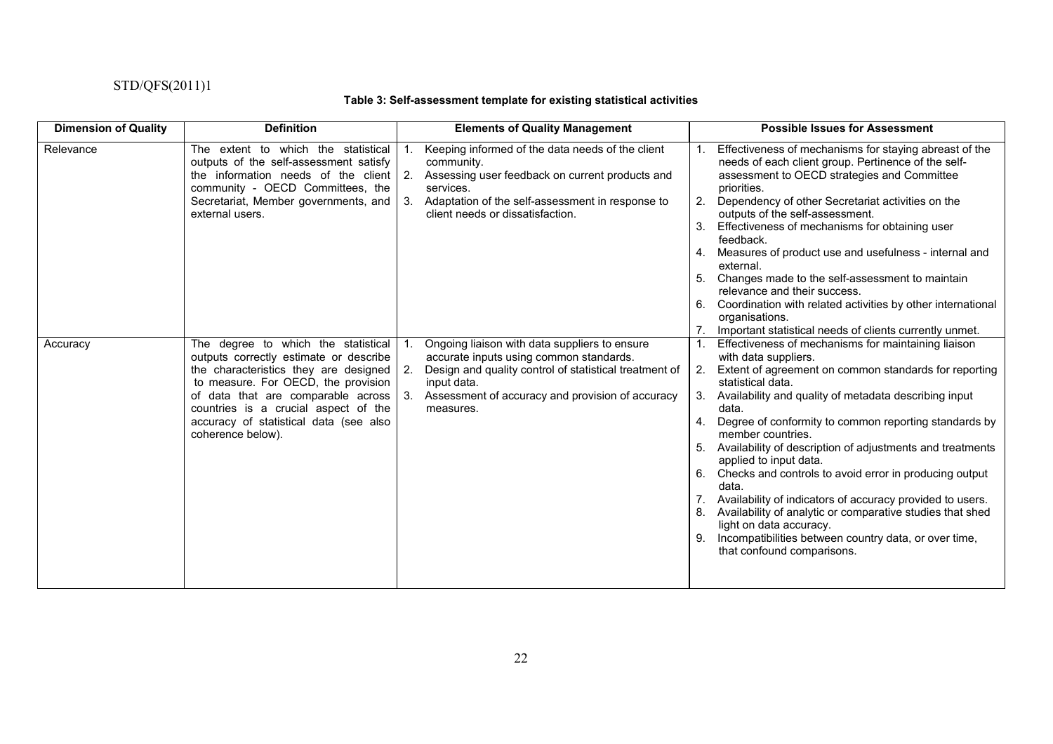**Table 3: Self-assessment template for existing statistical activities**

| Dimension of Quality | Definition | Elements of Quality Management | Possible Issues for Assessment |
|---|---|---|---|
| Relevance | The extent to which the statistical outputs of the self-assessment satisfy the information needs of the client community - OECD Committees, the Secretariat, Member governments, and external users. | 1. Keeping informed of the data needs of the client community.<br>2. Assessing user feedback on current products and services.<br>3. Adaptation of the self-assessment in response to client needs or dissatisfaction. | 1. Effectiveness of mechanisms for staying abreast of the needs of each client group. Pertinence of the self-assessment to OECD strategies and Committee priorities.<br>2. Dependency of other Secretariat activities on the outputs of the self-assessment.<br>3. Effectiveness of mechanisms for obtaining user feedback.<br>4. Measures of product use and usefulness - internal and external.<br>5. Changes made to the self-assessment to maintain relevance and their success.<br>6. Coordination with related activities by other international organisations.<br>7. Important statistical needs of clients currently unmet. |
| Accuracy | The degree to which the statistical outputs correctly estimate or describe the characteristics they are designed to measure. For OECD, the provision of data that are comparable across countries is a crucial aspect of the accuracy of statistical data (see also coherence below). | 1. Ongoing liaison with data suppliers to ensure accurate inputs using common standards.<br>2. Design and quality control of statistical treatment of input data.<br>3. Assessment of accuracy and provision of accuracy measures. | 1. Effectiveness of mechanisms for maintaining liaison with data suppliers.<br>2. Extent of agreement on common standards for reporting statistical data.<br>3. Availability and quality of metadata describing input data.<br>4. Degree of conformity to common reporting standards by member countries.<br>5. Availability of description of adjustments and treatments applied to input data.<br>6. Checks and controls to avoid error in producing output data.<br>7. Availability of indicators of accuracy provided to users.<br>8. Availability of analytic or comparative studies that shed light on data accuracy.<br>9. Incompatibilities between country data, or over time, that confound comparisons. |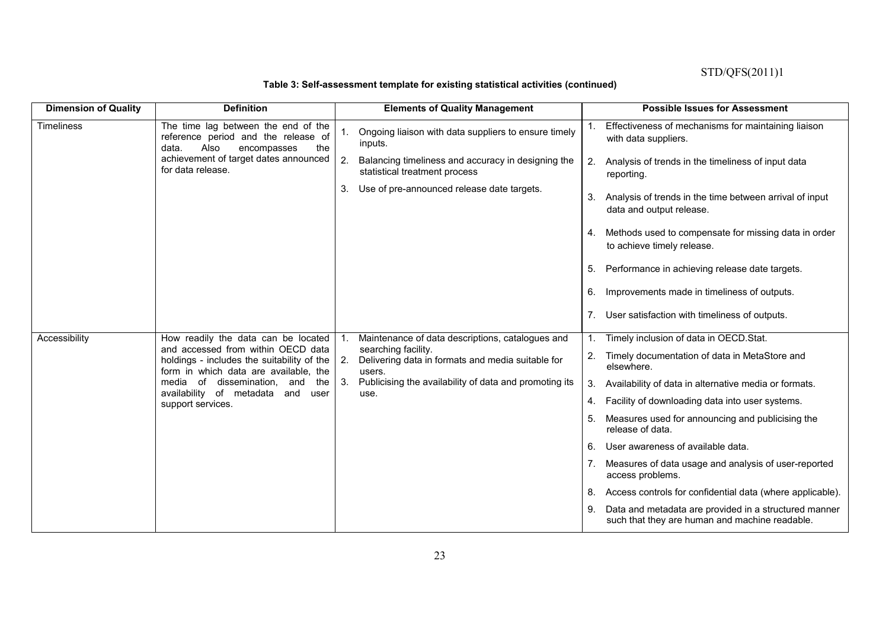**Table 3: Self-assessment template for existing statistical activities (continued)**

| Dimension of Quality | Definition | Elements of Quality Management | Possible Issues for Assessment |
|---|---|---|---|
| Timeliness | The time lag between the end of the reference period and the release of data. Also encompasses the achievement of target dates announced for data release. | 1. Ongoing liaison with data suppliers to ensure timely inputs.<br>2. Balancing timeliness and accuracy in designing the statistical treatment process<br>3. Use of pre-announced release date targets. | 1. Effectiveness of mechanisms for maintaining liaison with data suppliers.<br>2. Analysis of trends in the timeliness of input data reporting.<br>3. Analysis of trends in the time between arrival of input data and output release.<br>4. Methods used to compensate for missing data in order to achieve timely release.<br>5. Performance in achieving release date targets.<br>6. Improvements made in timeliness of outputs.<br>7. User satisfaction with timeliness of outputs. |
| Accessibility | How readily the data can be located and accessed from within OECD data holdings - includes the suitability of the form in which data are available, the media of dissemination, and the availability of metadata and user support services. | 1. Maintenance of data descriptions, catalogues and searching facility.<br>2. Delivering data in formats and media suitable for users.<br>3. Publicising the availability of data and promoting its use. | 1. Timely inclusion of data in OECD.Stat.<br>2. Timely documentation of data in MetaStore and elsewhere.<br>3. Availability of data in alternative media or formats.<br>4. Facility of downloading data into user systems.<br>5. Measures used for announcing and publicising the release of data.<br>6. User awareness of available data.<br>7. Measures of data usage and analysis of user-reported access problems.<br>8. Access controls for confidential data (where applicable).<br>9. Data and metadata are provided in a structured manner such that they are human and machine readable. |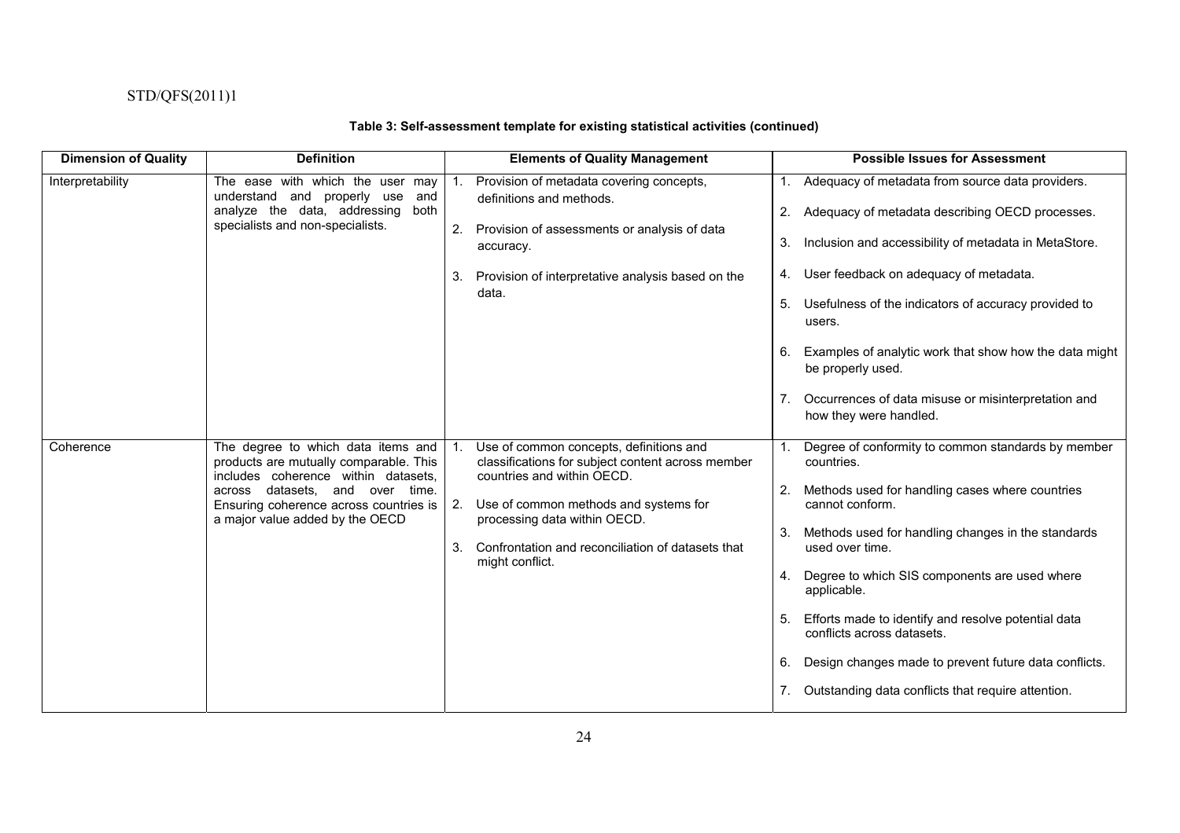**Table 3: Self-assessment template for existing statistical activities (continued)**

| Dimension of Quality | Definition | Elements of Quality Management | Possible Issues for Assessment |
|---|---|---|---|
| Interpretability | The ease with which the user may understand and properly use and analyze the data, addressing both specialists and non-specialists. | 1. Provision of metadata covering concepts, definitions and methods.<br><br>2. Provision of assessments or analysis of data accuracy.<br><br>3. Provision of interpretative analysis based on the data. | 1. Adequacy of metadata from source data providers.<br><br>2. Adequacy of metadata describing OECD processes.<br><br>3. Inclusion and accessibility of metadata in MetaStore.<br><br>4. User feedback on adequacy of metadata.<br><br>5. Usefulness of the indicators of accuracy provided to users.<br><br>6. Examples of analytic work that show how the data might be properly used.<br><br>7. Occurrences of data misuse or misinterpretation and how they were handled. |
| Coherence | The degree to which data items and products are mutually comparable. This includes coherence within datasets, across datasets, and over time. Ensuring coherence across countries is a major value added by the OECD | 1. Use of common concepts, definitions and classifications for subject content across member countries and within OECD.<br><br>2. Use of common methods and systems for processing data within OECD.<br><br>3. Confrontation and reconciliation of datasets that might conflict. | 1. Degree of conformity to common standards by member countries.<br><br>2. Methods used for handling cases where countries cannot conform.<br><br>3. Methods used for handling changes in the standards used over time.<br><br>4. Degree to which SIS components are used where applicable.<br><br>5. Efforts made to identify and resolve potential data conflicts across datasets.<br><br>6. Design changes made to prevent future data conflicts.<br><br>7. Outstanding data conflicts that require attention. |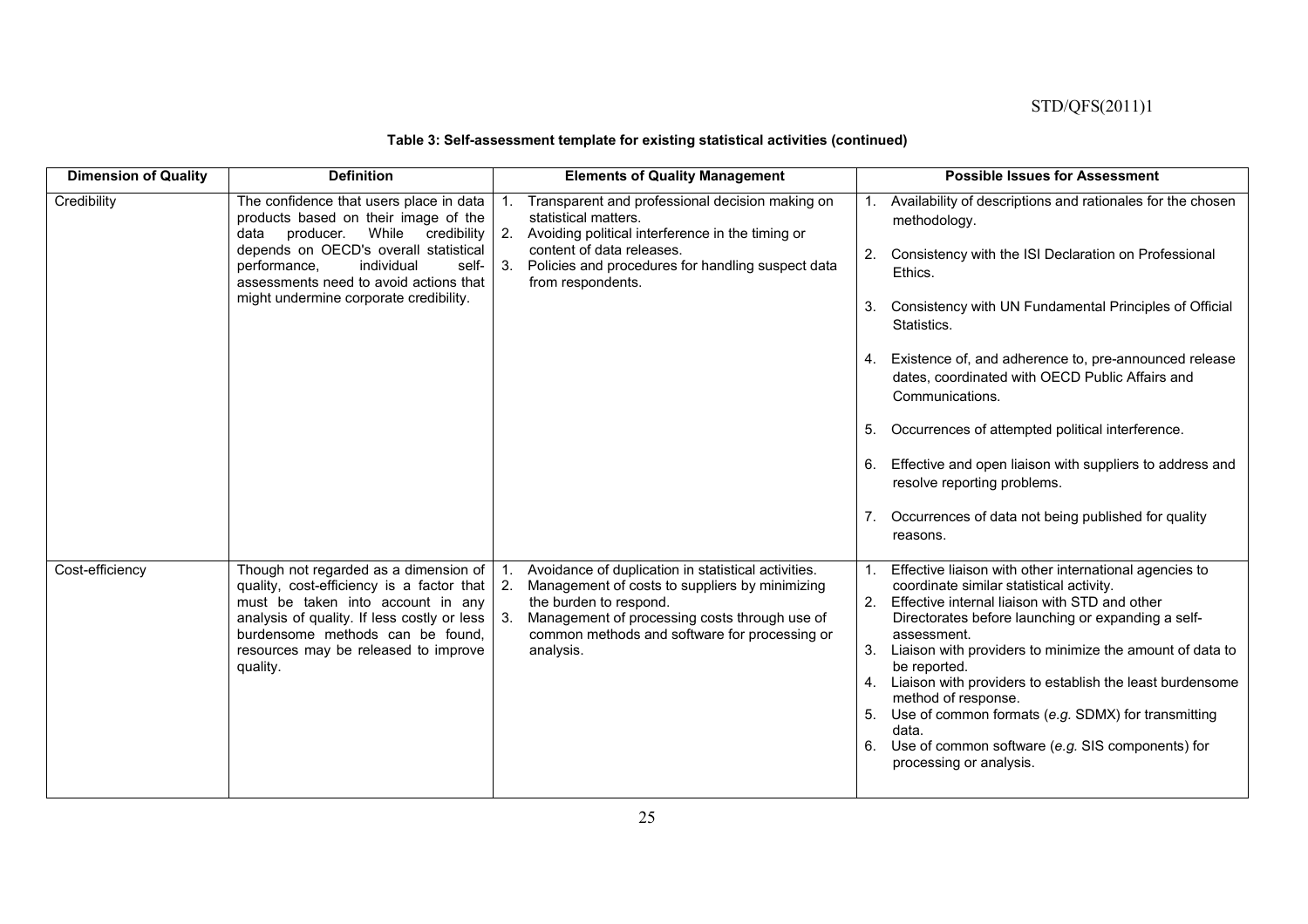**Table 3: Self-assessment template for existing statistical activities (continued)**

| Dimension of Quality | Definition | Elements of Quality Management | Possible Issues for Assessment |
|---|---|---|---|
| Credibility | The confidence that users place in data products based on their image of the data producer. While credibility depends on OECD's overall statistical performance, individual self-assessments need to avoid actions that might undermine corporate credibility. | 1. Transparent and professional decision making on statistical matters.<br>2. Avoiding political interference in the timing or content of data releases.<br>3. Policies and procedures for handling suspect data from respondents. | 1. Availability of descriptions and rationales for the chosen methodology.<br>2. Consistency with the ISI Declaration on Professional Ethics.<br>3. Consistency with UN Fundamental Principles of Official Statistics.<br>4. Existence of, and adherence to, pre-announced release dates, coordinated with OECD Public Affairs and Communications.<br>5. Occurrences of attempted political interference.<br>6. Effective and open liaison with suppliers to address and resolve reporting problems.<br>7. Occurrences of data not being published for quality reasons. |
| Cost-efficiency | Though not regarded as a dimension of quality, cost-efficiency is a factor that must be taken into account in any analysis of quality. If less costly or less burdensome methods can be found, resources may be released to improve quality. | 1. Avoidance of duplication in statistical activities.<br>2. Management of costs to suppliers by minimizing the burden to respond.<br>3. Management of processing costs through use of common methods and software for processing or analysis. | 1. Effective liaison with other international agencies to coordinate similar statistical activity.<br>2. Effective internal liaison with STD and other Directorates before launching or expanding a self-assessment.<br>3. Liaison with providers to minimize the amount of data to be reported.<br>4. Liaison with providers to establish the least burdensome method of response.<br>5. Use of common formats (*e.g.* SDMX) for transmitting data.<br>6. Use of common software (*e.g.* SIS components) for processing or analysis. |